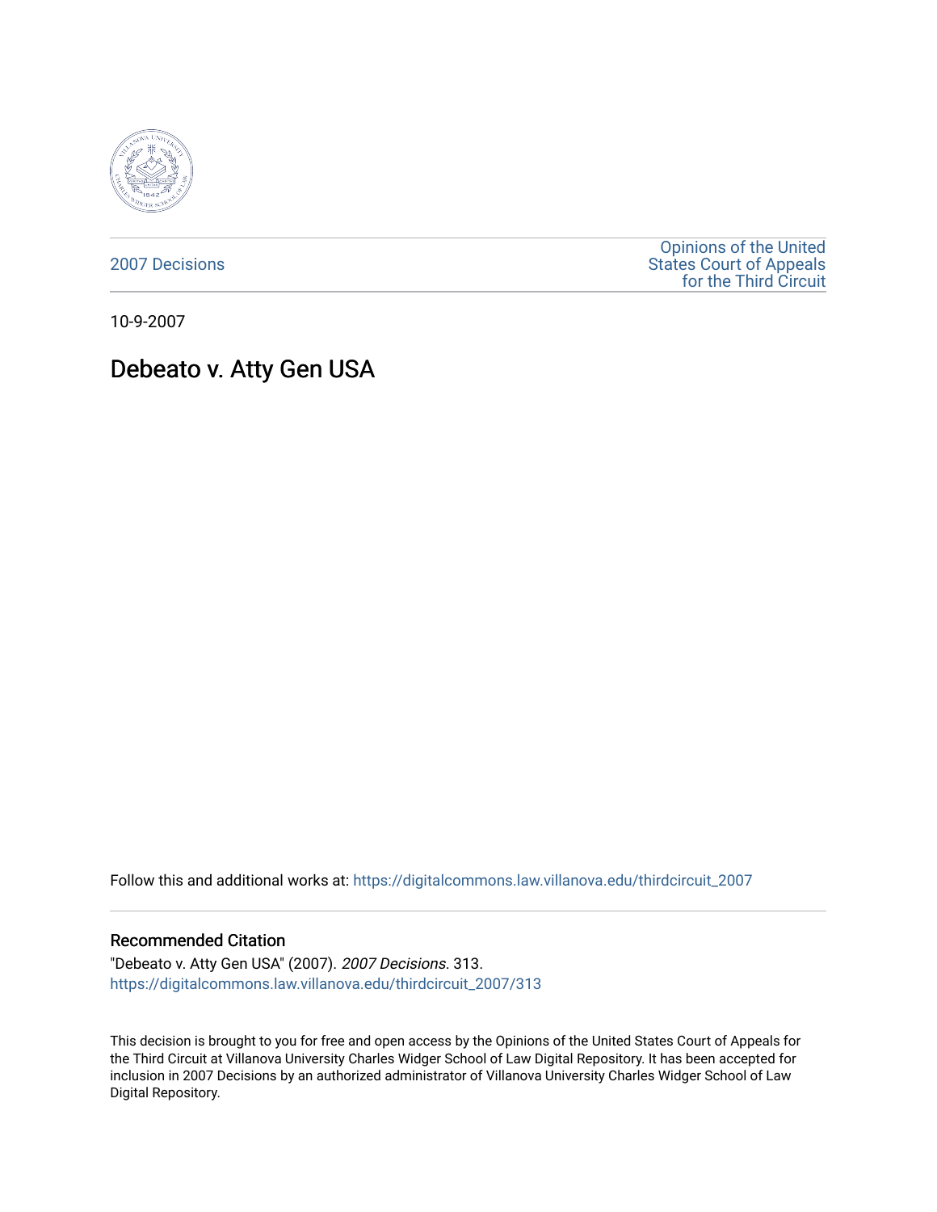2007 Decisions

Opinions of the United States Court of Appeals for the Third Circuit

10-9-2007

# Debeato v. Atty Gen USA

Follow this and additional works at: https://digitalcommons.law.villanova.edu/thirdcircuit_2007

## Recommended Citation

"Debeato v. Atty Gen USA" (2007). *2007 Decisions*. 313.
https://digitalcommons.law.villanova.edu/thirdcircuit_2007/313

This decision is brought to you for free and open access by the Opinions of the United States Court of Appeals for the Third Circuit at Villanova University Charles Widger School of Law Digital Repository. It has been accepted for inclusion in 2007 Decisions by an authorized administrator of Villanova University Charles Widger School of Law Digital Repository.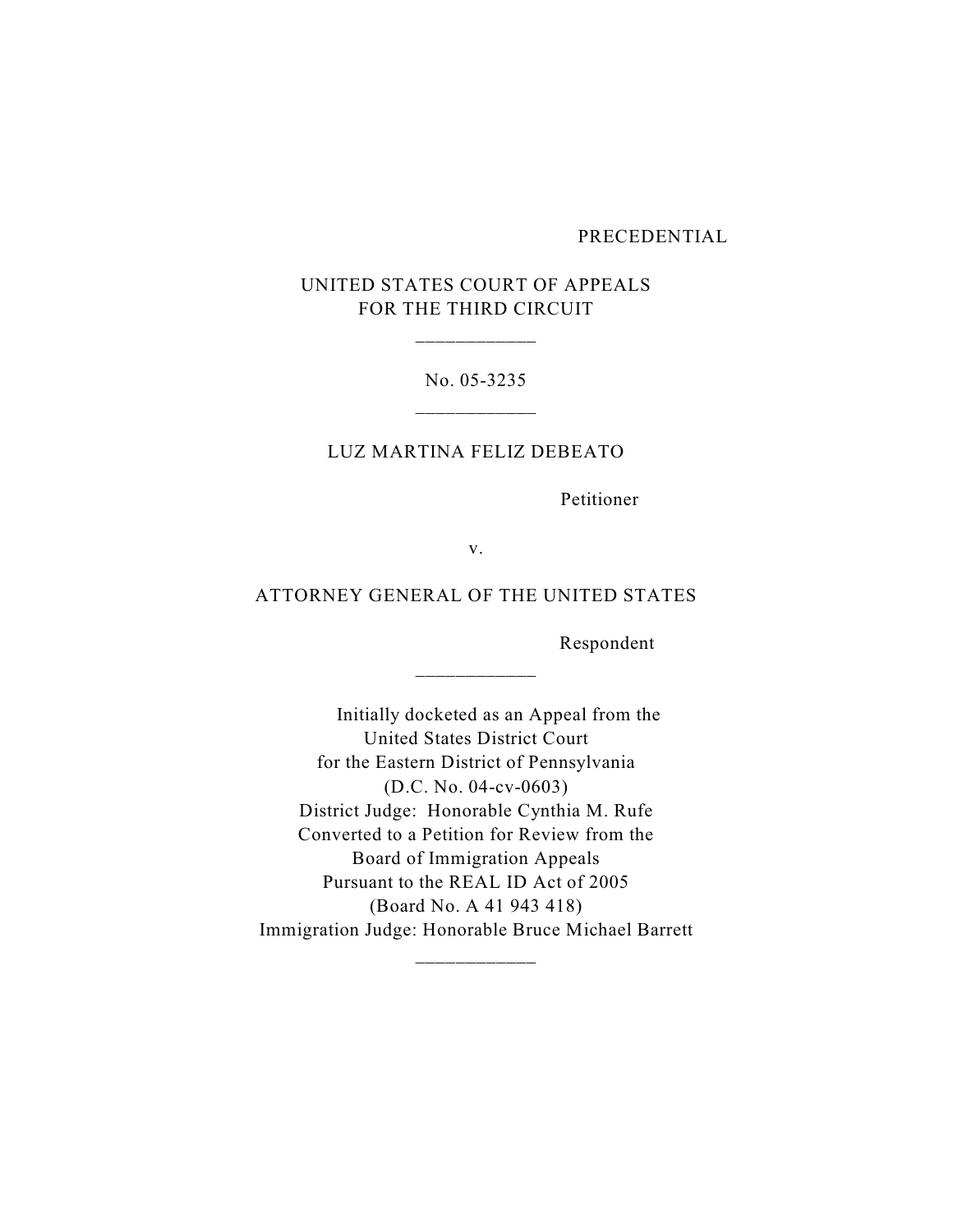PRECEDENTIAL

UNITED STATES COURT OF APPEALS
FOR THE THIRD CIRCUIT

\_\_\_\_\_\_\_\_\_\_\_\_

No. 05-3235

\_\_\_\_\_\_\_\_\_\_\_\_

LUZ MARTINA FELIZ DEBEATO

Petitioner

v.

ATTORNEY GENERAL OF THE UNITED STATES

Respondent

\_\_\_\_\_\_\_\_\_\_\_\_

Initially docketed as an Appeal from the
United States District Court
for the Eastern District of Pennsylvania
(D.C. No. 04-cv-0603)
District Judge: Honorable Cynthia M. Rufe
Converted to a Petition for Review from the
Board of Immigration Appeals
Pursuant to the REAL ID Act of 2005
(Board No. A 41 943 418)
Immigration Judge: Honorable Bruce Michael Barrett

\_\_\_\_\_\_\_\_\_\_\_\_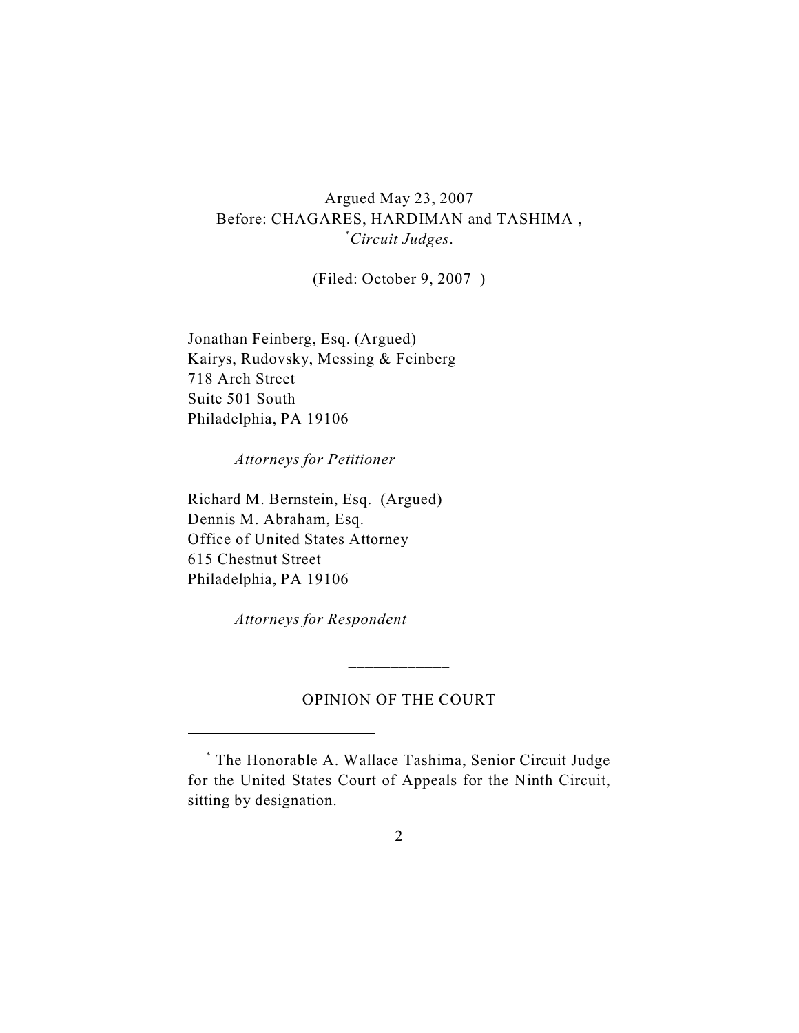Argued May 23, 2007

Before: CHAGARES, HARDIMAN and TASHIMA ,[*] *Circuit Judges*.

(Filed: October 9, 2007 )

Jonathan Feinberg, Esq. (Argued)
Kairys, Rudovsky, Messing & Feinberg
718 Arch Street
Suite 501 South
Philadelphia, PA 19106

*Attorneys for Petitioner*

Richard M. Bernstein, Esq. (Argued)
Dennis M. Abraham, Esq.
Office of United States Attorney
615 Chestnut Street
Philadelphia, PA 19106

*Attorneys for Respondent*

____________

OPINION OF THE COURT

---

[*] The Honorable A. Wallace Tashima, Senior Circuit Judge for the United States Court of Appeals for the Ninth Circuit, sitting by designation.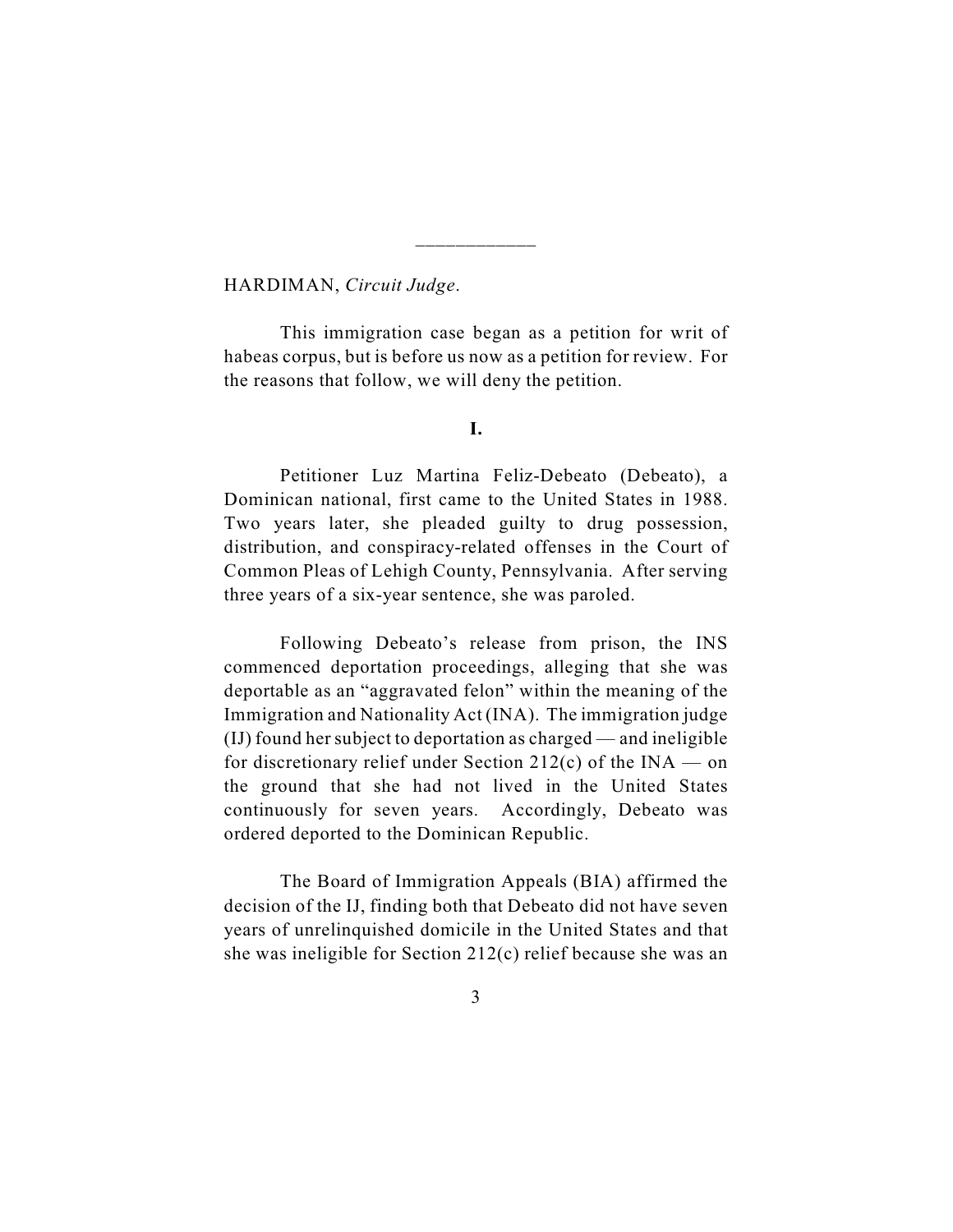HARDIMAN, *Circuit Judge*.

This immigration case began as a petition for writ of habeas corpus, but is before us now as a petition for review. For the reasons that follow, we will deny the petition.

## I.

Petitioner Luz Martina Feliz-Debeato (Debeato), a Dominican national, first came to the United States in 1988. Two years later, she pleaded guilty to drug possession, distribution, and conspiracy-related offenses in the Court of Common Pleas of Lehigh County, Pennsylvania. After serving three years of a six-year sentence, she was paroled.

Following Debeato's release from prison, the INS commenced deportation proceedings, alleging that she was deportable as an "aggravated felon" within the meaning of the Immigration and Nationality Act (INA). The immigration judge (IJ) found her subject to deportation as charged — and ineligible for discretionary relief under Section 212(c) of the INA — on the ground that she had not lived in the United States continuously for seven years. Accordingly, Debeato was ordered deported to the Dominican Republic.

The Board of Immigration Appeals (BIA) affirmed the decision of the IJ, finding both that Debeato did not have seven years of unrelinquished domicile in the United States and that she was ineligible for Section 212(c) relief because she was an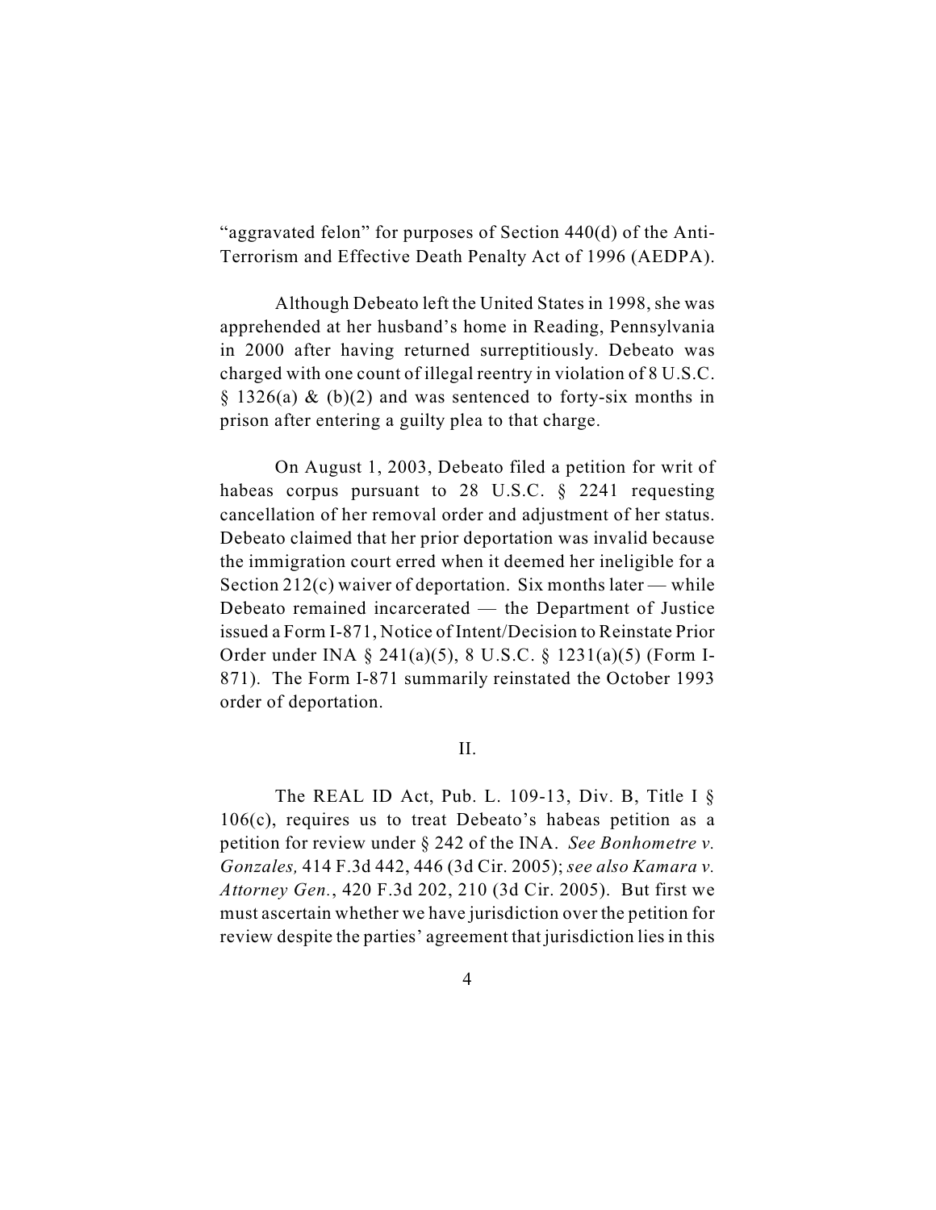"aggravated felon" for purposes of Section 440(d) of the Anti-Terrorism and Effective Death Penalty Act of 1996 (AEDPA).

Although Debeato left the United States in 1998, she was apprehended at her husband's home in Reading, Pennsylvania in 2000 after having returned surreptitiously. Debeato was charged with one count of illegal reentry in violation of 8 U.S.C. § 1326(a) & (b)(2) and was sentenced to forty-six months in prison after entering a guilty plea to that charge.

On August 1, 2003, Debeato filed a petition for writ of habeas corpus pursuant to 28 U.S.C. § 2241 requesting cancellation of her removal order and adjustment of her status. Debeato claimed that her prior deportation was invalid because the immigration court erred when it deemed her ineligible for a Section 212(c) waiver of deportation. Six months later — while Debeato remained incarcerated — the Department of Justice issued a Form I-871, Notice of Intent/Decision to Reinstate Prior Order under INA § 241(a)(5), 8 U.S.C. § 1231(a)(5) (Form I-871). The Form I-871 summarily reinstated the October 1993 order of deportation.

## II.

The REAL ID Act, Pub. L. 109-13, Div. B, Title I § 106(c), requires us to treat Debeato's habeas petition as a petition for review under § 242 of the INA. *See Bonhometre v. Gonzales,* 414 F.3d 442, 446 (3d Cir. 2005); *see also Kamara v. Attorney Gen.*, 420 F.3d 202, 210 (3d Cir. 2005). But first we must ascertain whether we have jurisdiction over the petition for review despite the parties' agreement that jurisdiction lies in this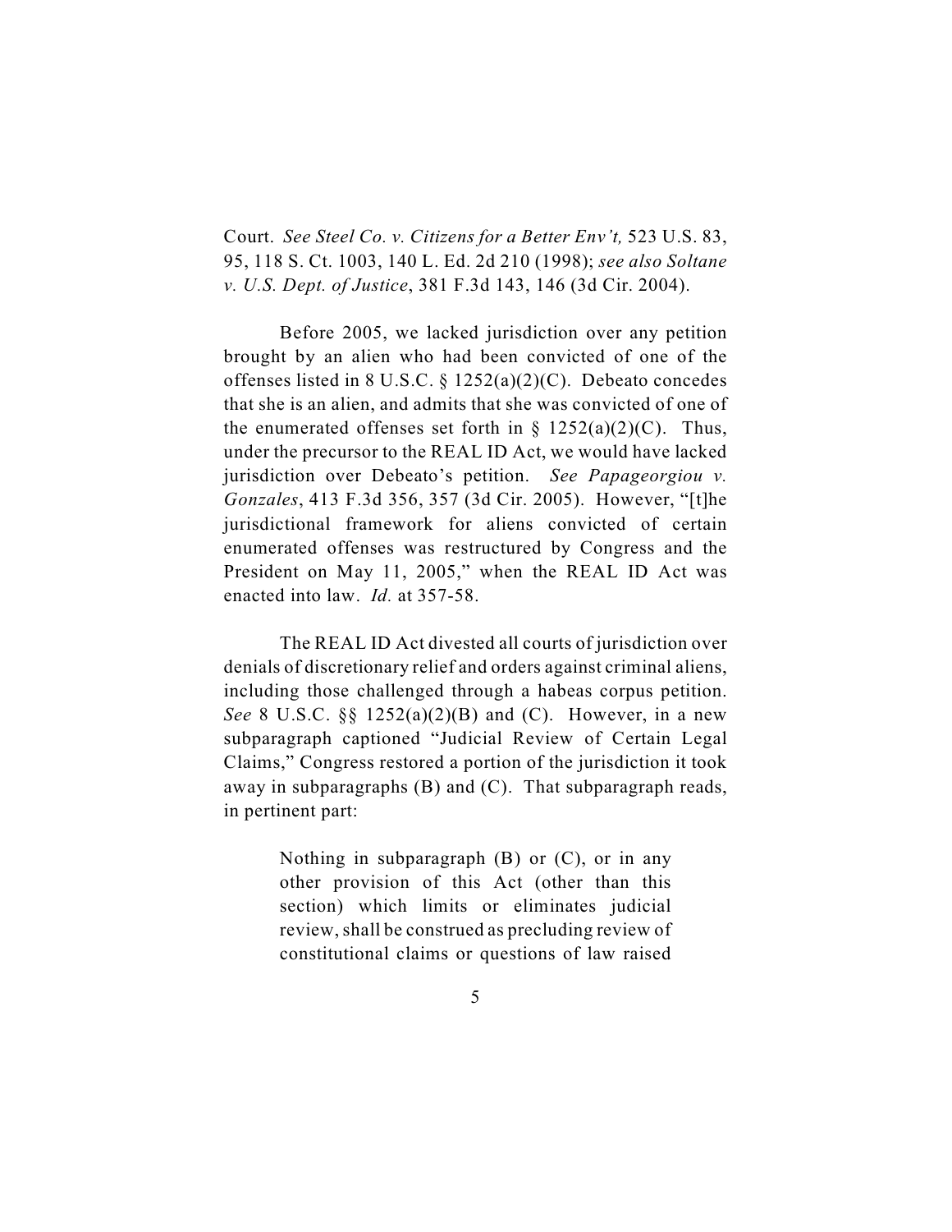Court. *See Steel Co. v. Citizens for a Better Env't,* 523 U.S. 83, 95, 118 S. Ct. 1003, 140 L. Ed. 2d 210 (1998); *see also Soltane v. U.S. Dept. of Justice*, 381 F.3d 143, 146 (3d Cir. 2004).

Before 2005, we lacked jurisdiction over any petition brought by an alien who had been convicted of one of the offenses listed in 8 U.S.C. § 1252(a)(2)(C). Debeato concedes that she is an alien, and admits that she was convicted of one of the enumerated offenses set forth in § 1252(a)(2)(C). Thus, under the precursor to the REAL ID Act, we would have lacked jurisdiction over Debeato's petition. *See Papageorgiou v. Gonzales*, 413 F.3d 356, 357 (3d Cir. 2005). However, "[t]he jurisdictional framework for aliens convicted of certain enumerated offenses was restructured by Congress and the President on May 11, 2005," when the REAL ID Act was enacted into law. *Id.* at 357-58.

The REAL ID Act divested all courts of jurisdiction over denials of discretionary relief and orders against criminal aliens, including those challenged through a habeas corpus petition. *See* 8 U.S.C. §§ 1252(a)(2)(B) and (C). However, in a new subparagraph captioned "Judicial Review of Certain Legal Claims," Congress restored a portion of the jurisdiction it took away in subparagraphs (B) and (C). That subparagraph reads, in pertinent part:

> Nothing in subparagraph (B) or (C), or in any other provision of this Act (other than this section) which limits or eliminates judicial review, shall be construed as precluding review of constitutional claims or questions of law raised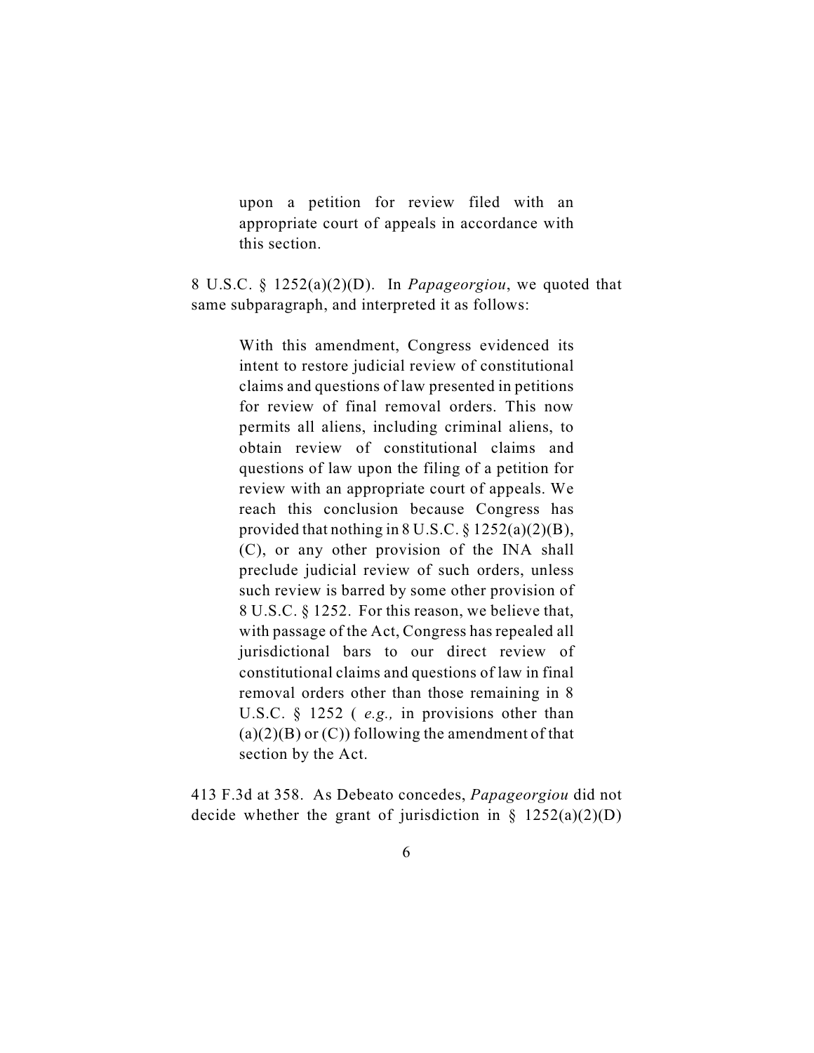> upon a petition for review filed with an appropriate court of appeals in accordance with this section.

8 U.S.C. § 1252(a)(2)(D). In *Papageorgiou*, we quoted that same subparagraph, and interpreted it as follows:

> With this amendment, Congress evidenced its intent to restore judicial review of constitutional claims and questions of law presented in petitions for review of final removal orders. This now permits all aliens, including criminal aliens, to obtain review of constitutional claims and questions of law upon the filing of a petition for review with an appropriate court of appeals. We reach this conclusion because Congress has provided that nothing in 8 U.S.C. § 1252(a)(2)(B), (C), or any other provision of the INA shall preclude judicial review of such orders, unless such review is barred by some other provision of 8 U.S.C. § 1252. For this reason, we believe that, with passage of the Act, Congress has repealed all jurisdictional bars to our direct review of constitutional claims and questions of law in final removal orders other than those remaining in 8 U.S.C. § 1252 ( *e.g.,* in provisions other than (a)(2)(B) or (C)) following the amendment of that section by the Act.

413 F.3d at 358. As Debeato concedes, *Papageorgiou* did not decide whether the grant of jurisdiction in § 1252(a)(2)(D)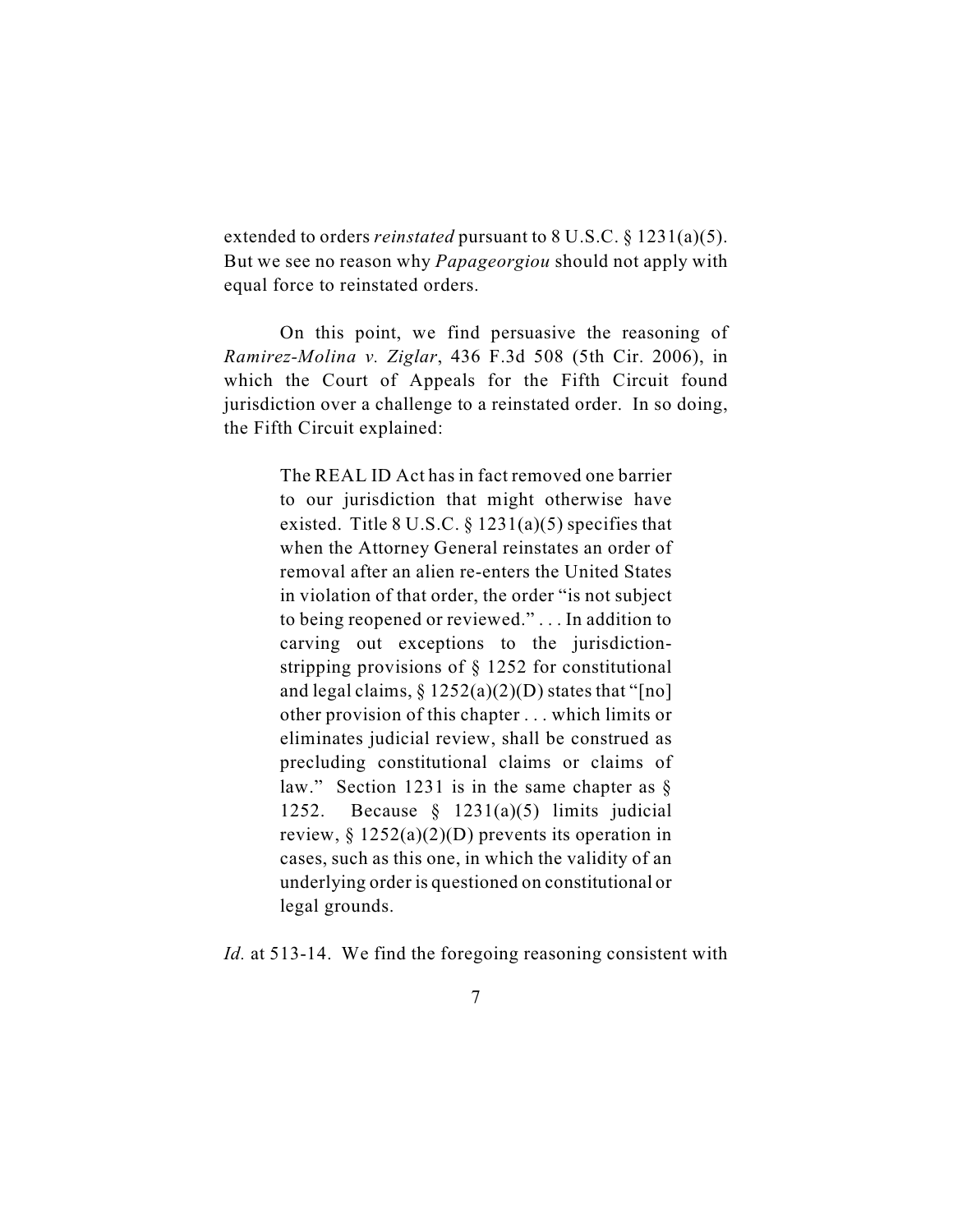extended to orders *reinstated* pursuant to 8 U.S.C. § 1231(a)(5). But we see no reason why *Papageorgiou* should not apply with equal force to reinstated orders.

On this point, we find persuasive the reasoning of *Ramirez-Molina v. Ziglar*, 436 F.3d 508 (5th Cir. 2006), in which the Court of Appeals for the Fifth Circuit found jurisdiction over a challenge to a reinstated order. In so doing, the Fifth Circuit explained:

> The REAL ID Act has in fact removed one barrier to our jurisdiction that might otherwise have existed. Title 8 U.S.C. § 1231(a)(5) specifies that when the Attorney General reinstates an order of removal after an alien re-enters the United States in violation of that order, the order "is not subject to being reopened or reviewed." . . . In addition to carving out exceptions to the jurisdiction-stripping provisions of § 1252 for constitutional and legal claims, § 1252(a)(2)(D) states that "[no] other provision of this chapter . . . which limits or eliminates judicial review, shall be construed as precluding constitutional claims or claims of law." Section 1231 is in the same chapter as § 1252. Because § 1231(a)(5) limits judicial review, § 1252(a)(2)(D) prevents its operation in cases, such as this one, in which the validity of an underlying order is questioned on constitutional or legal grounds.

*Id.* at 513-14. We find the foregoing reasoning consistent with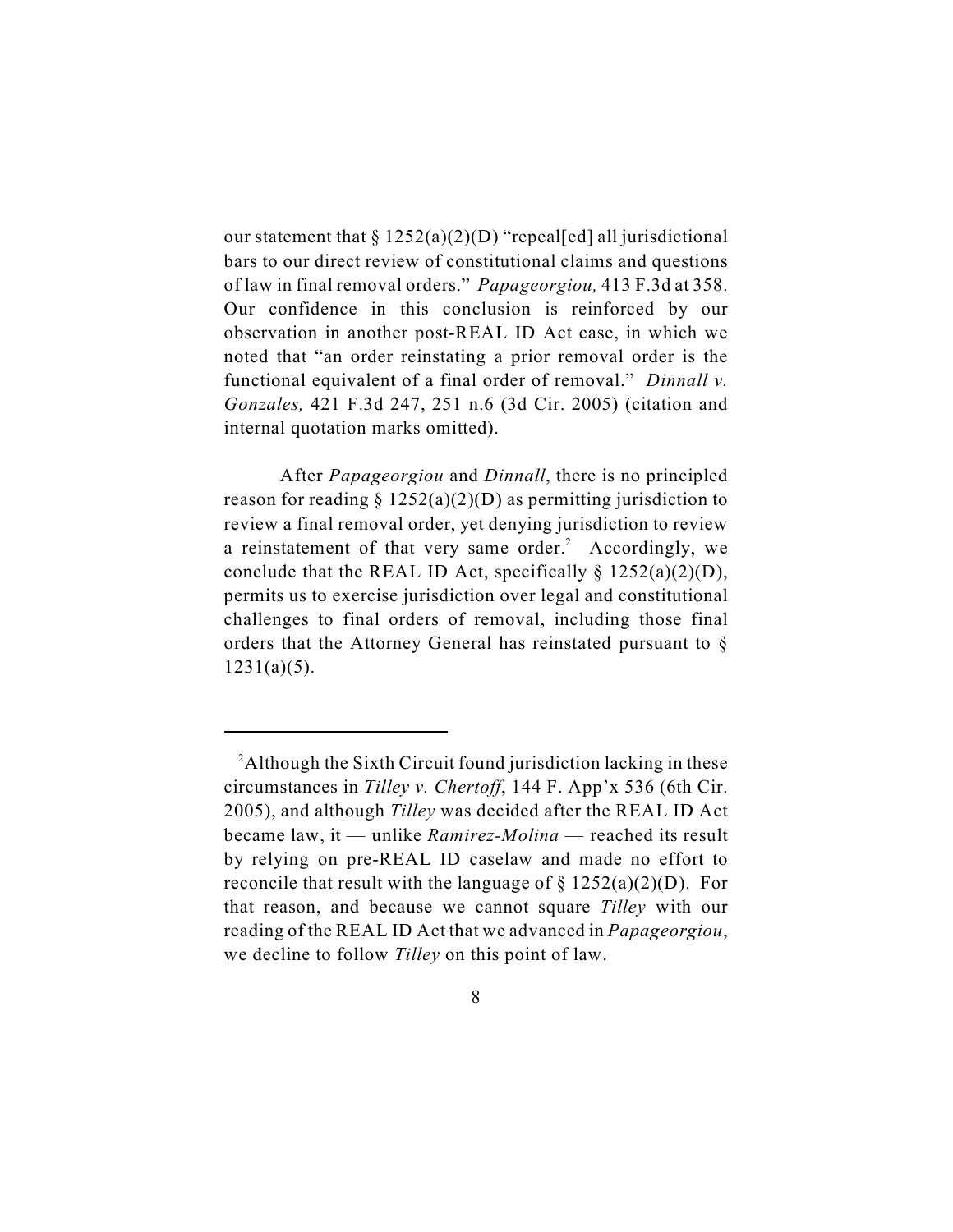our statement that § 1252(a)(2)(D) "repeal[ed] all jurisdictional bars to our direct review of constitutional claims and questions of law in final removal orders." *Papageorgiou,* 413 F.3d at 358. Our confidence in this conclusion is reinforced by our observation in another post-REAL ID Act case, in which we noted that "an order reinstating a prior removal order is the functional equivalent of a final order of removal." *Dinnall v. Gonzales,* 421 F.3d 247, 251 n.6 (3d Cir. 2005) (citation and internal quotation marks omitted).

After *Papageorgiou* and *Dinnall*, there is no principled reason for reading § 1252(a)(2)(D) as permitting jurisdiction to review a final removal order, yet denying jurisdiction to review a reinstatement of that very same order.[2] Accordingly, we conclude that the REAL ID Act, specifically § 1252(a)(2)(D), permits us to exercise jurisdiction over legal and constitutional challenges to final orders of removal, including those final orders that the Attorney General has reinstated pursuant to § 1231(a)(5).

---

[2]Although the Sixth Circuit found jurisdiction lacking in these circumstances in *Tilley v. Chertoff*, 144 F. App'x 536 (6th Cir. 2005), and although *Tilley* was decided after the REAL ID Act became law, it — unlike *Ramirez-Molina* — reached its result by relying on pre-REAL ID caselaw and made no effort to reconcile that result with the language of § 1252(a)(2)(D). For that reason, and because we cannot square *Tilley* with our reading of the REAL ID Act that we advanced in *Papageorgiou*, we decline to follow *Tilley* on this point of law.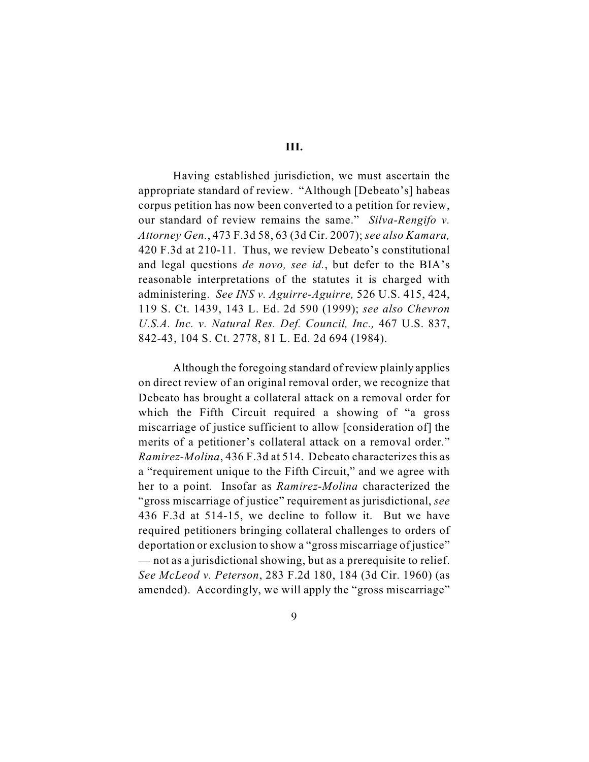## III.

Having established jurisdiction, we must ascertain the appropriate standard of review. "Although [Debeato's] habeas corpus petition has now been converted to a petition for review, our standard of review remains the same." *Silva-Rengifo v. Attorney Gen.*, 473 F.3d 58, 63 (3d Cir. 2007); *see also Kamara,* 420 F.3d at 210-11. Thus, we review Debeato's constitutional and legal questions *de novo, see id.*, but defer to the BIA's reasonable interpretations of the statutes it is charged with administering. *See INS v. Aguirre-Aguirre,* 526 U.S. 415, 424, 119 S. Ct. 1439, 143 L. Ed. 2d 590 (1999); *see also Chevron U.S.A. Inc. v. Natural Res. Def. Council, Inc.,* 467 U.S. 837, 842-43, 104 S. Ct. 2778, 81 L. Ed. 2d 694 (1984).

Although the foregoing standard of review plainly applies on direct review of an original removal order, we recognize that Debeato has brought a collateral attack on a removal order for which the Fifth Circuit required a showing of "a gross miscarriage of justice sufficient to allow [consideration of] the merits of a petitioner's collateral attack on a removal order." *Ramirez-Molina*, 436 F.3d at 514. Debeato characterizes this as a "requirement unique to the Fifth Circuit," and we agree with her to a point. Insofar as *Ramirez-Molina* characterized the "gross miscarriage of justice" requirement as jurisdictional, *see* 436 F.3d at 514-15, we decline to follow it. But we have required petitioners bringing collateral challenges to orders of deportation or exclusion to show a "gross miscarriage of justice" — not as a jurisdictional showing, but as a prerequisite to relief. *See McLeod v. Peterson*, 283 F.2d 180, 184 (3d Cir. 1960) (as amended). Accordingly, we will apply the "gross miscarriage"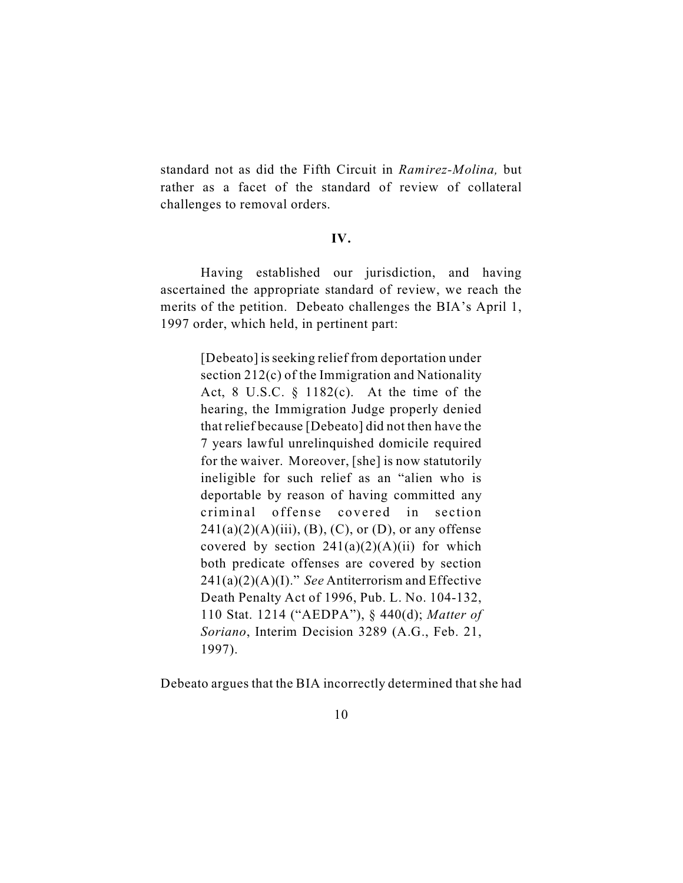standard not as did the Fifth Circuit in *Ramirez-Molina,* but rather as a facet of the standard of review of collateral challenges to removal orders.

**IV.**

Having established our jurisdiction, and having ascertained the appropriate standard of review, we reach the merits of the petition. Debeato challenges the BIA's April 1, 1997 order, which held, in pertinent part:

> [Debeato] is seeking relief from deportation under section 212(c) of the Immigration and Nationality Act, 8 U.S.C. § 1182(c). At the time of the hearing, the Immigration Judge properly denied that relief because [Debeato] did not then have the 7 years lawful unrelinquished domicile required for the waiver. Moreover, [she] is now statutorily ineligible for such relief as an "alien who is deportable by reason of having committed any criminal offense covered in section 241(a)(2)(A)(iii), (B), (C), or (D), or any offense covered by section 241(a)(2)(A)(ii) for which both predicate offenses are covered by section 241(a)(2)(A)(I)." *See* Antiterrorism and Effective Death Penalty Act of 1996, Pub. L. No. 104-132, 110 Stat. 1214 ("AEDPA"), § 440(d); *Matter of Soriano*, Interim Decision 3289 (A.G., Feb. 21, 1997).

Debeato argues that the BIA incorrectly determined that she had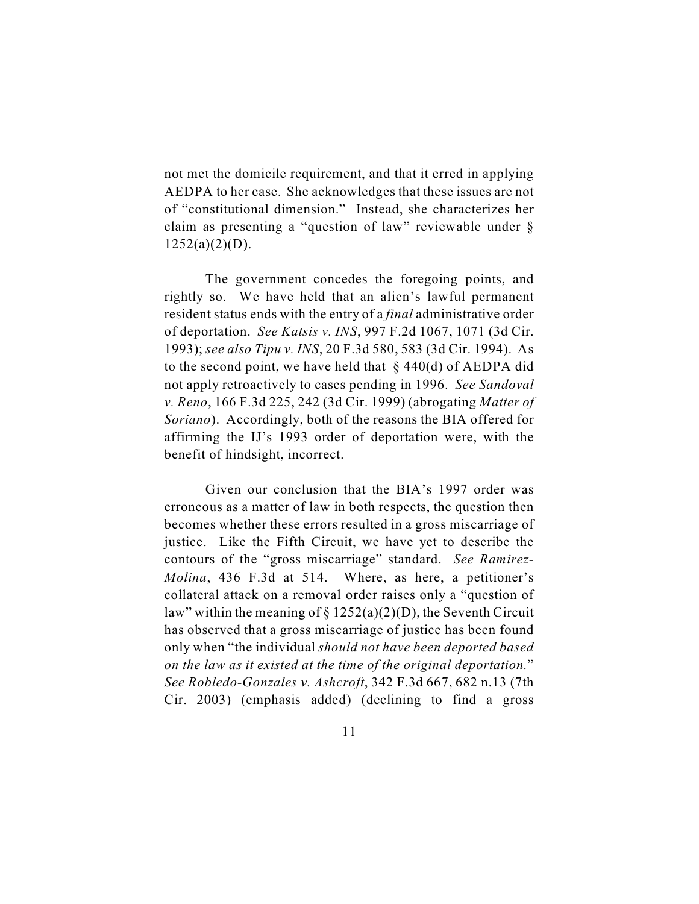not met the domicile requirement, and that it erred in applying AEDPA to her case. She acknowledges that these issues are not of "constitutional dimension." Instead, she characterizes her claim as presenting a "question of law" reviewable under § 1252(a)(2)(D).

The government concedes the foregoing points, and rightly so. We have held that an alien's lawful permanent resident status ends with the entry of a *final* administrative order of deportation. *See Katsis v. INS*, 997 F.2d 1067, 1071 (3d Cir. 1993); *see also Tipu v. INS*, 20 F.3d 580, 583 (3d Cir. 1994). As to the second point, we have held that § 440(d) of AEDPA did not apply retroactively to cases pending in 1996. *See Sandoval v. Reno*, 166 F.3d 225, 242 (3d Cir. 1999) (abrogating *Matter of Soriano*). Accordingly, both of the reasons the BIA offered for affirming the IJ's 1993 order of deportation were, with the benefit of hindsight, incorrect.

Given our conclusion that the BIA's 1997 order was erroneous as a matter of law in both respects, the question then becomes whether these errors resulted in a gross miscarriage of justice. Like the Fifth Circuit, we have yet to describe the contours of the "gross miscarriage" standard. *See Ramirez-Molina*, 436 F.3d at 514. Where, as here, a petitioner's collateral attack on a removal order raises only a "question of law" within the meaning of § 1252(a)(2)(D), the Seventh Circuit has observed that a gross miscarriage of justice has been found only when "the individual *should not have been deported based on the law as it existed at the time of the original deportation.*" *See Robledo-Gonzales v. Ashcroft*, 342 F.3d 667, 682 n.13 (7th Cir. 2003) (emphasis added) (declining to find a gross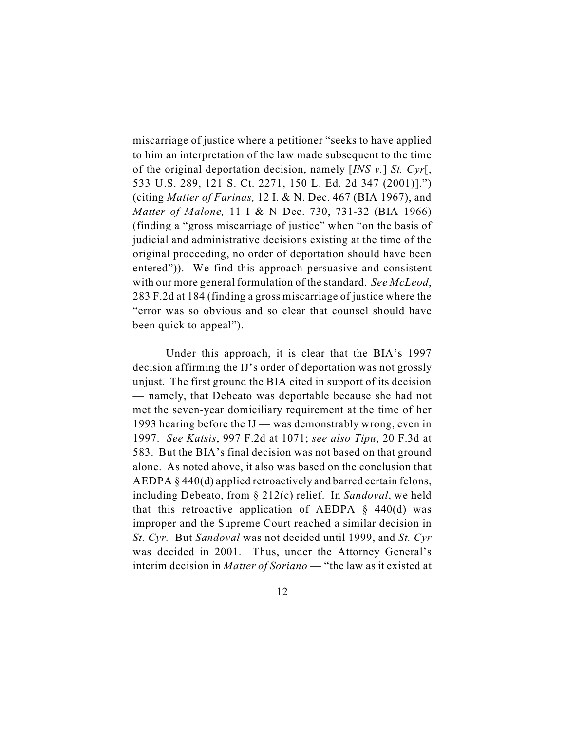miscarriage of justice where a petitioner "seeks to have applied to him an interpretation of the law made subsequent to the time of the original deportation decision, namely [*INS v.*] *St. Cyr*[, 533 U.S. 289, 121 S. Ct. 2271, 150 L. Ed. 2d 347 (2001)].") (citing *Matter of Farinas,* 12 I. & N. Dec. 467 (BIA 1967), and *Matter of Malone,* 11 I & N Dec. 730, 731-32 (BIA 1966) (finding a "gross miscarriage of justice" when "on the basis of judicial and administrative decisions existing at the time of the original proceeding, no order of deportation should have been entered")). We find this approach persuasive and consistent with our more general formulation of the standard. *See McLeod*, 283 F.2d at 184 (finding a gross miscarriage of justice where the "error was so obvious and so clear that counsel should have been quick to appeal").

Under this approach, it is clear that the BIA's 1997 decision affirming the IJ's order of deportation was not grossly unjust. The first ground the BIA cited in support of its decision — namely, that Debeato was deportable because she had not met the seven-year domiciliary requirement at the time of her 1993 hearing before the IJ — was demonstrably wrong, even in 1997. *See Katsis*, 997 F.2d at 1071; *see also Tipu*, 20 F.3d at 583. But the BIA's final decision was not based on that ground alone. As noted above, it also was based on the conclusion that AEDPA § 440(d) applied retroactively and barred certain felons, including Debeato, from § 212(c) relief. In *Sandoval*, we held that this retroactive application of AEDPA § 440(d) was improper and the Supreme Court reached a similar decision in *St. Cyr.* But *Sandoval* was not decided until 1999, and *St. Cyr* was decided in 2001. Thus, under the Attorney General's interim decision in *Matter of Soriano* — "the law as it existed at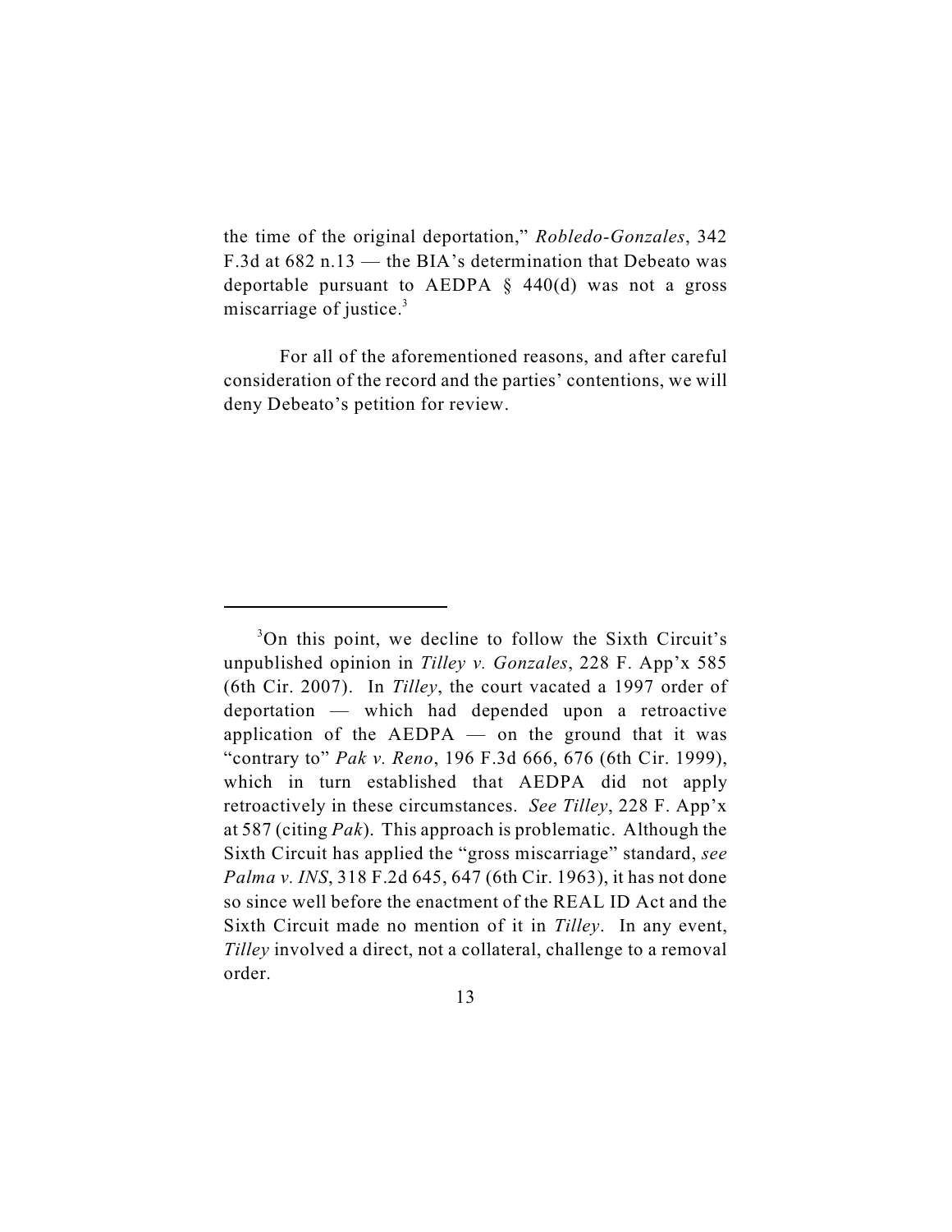the time of the original deportation," *Robledo-Gonzales*, 342 F.3d at 682 n.13 — the BIA's determination that Debeato was deportable pursuant to AEDPA § 440(d) was not a gross miscarriage of justice.[3]

For all of the aforementioned reasons, and after careful consideration of the record and the parties' contentions, we will deny Debeato's petition for review.

---

[3]On this point, we decline to follow the Sixth Circuit's unpublished opinion in *Tilley v. Gonzales*, 228 F. App'x 585 (6th Cir. 2007). In *Tilley*, the court vacated a 1997 order of deportation — which had depended upon a retroactive application of the AEDPA — on the ground that it was "contrary to" *Pak v. Reno*, 196 F.3d 666, 676 (6th Cir. 1999), which in turn established that AEDPA did not apply retroactively in these circumstances. *See Tilley*, 228 F. App'x at 587 (citing *Pak*). This approach is problematic. Although the Sixth Circuit has applied the "gross miscarriage" standard, *see Palma v. INS*, 318 F.2d 645, 647 (6th Cir. 1963), it has not done so since well before the enactment of the REAL ID Act and the Sixth Circuit made no mention of it in *Tilley*. In any event, *Tilley* involved a direct, not a collateral, challenge to a removal order.